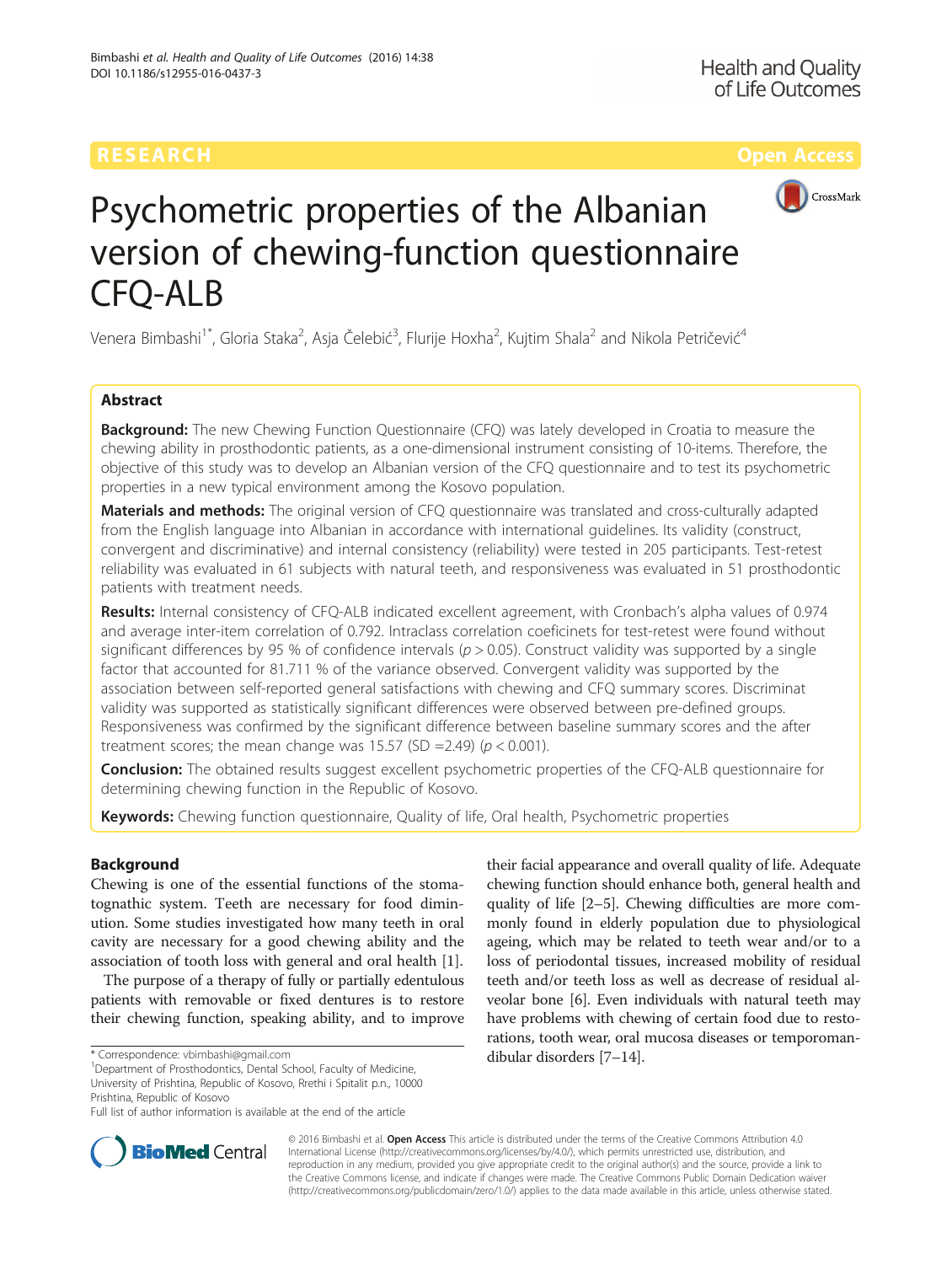RESEARCH Open Access

# Psychometric properties of the Albanian version of chewing-function questionnaire CFQ-ALB

Venera Bimbashi[1*], Gloria Staka[2], Asja Čelebić[3], Flurije Hoxha[2], Kujtim Shala[2] and Nikola Petričević[4]

## Abstract

**Background:** The new Chewing Function Questionnaire (CFQ) was lately developed in Croatia to measure the chewing ability in prosthodontic patients, as a one-dimensional instrument consisting of 10-items. Therefore, the objective of this study was to develop an Albanian version of the CFQ questionnaire and to test its psychometric properties in a new typical environment among the Kosovo population.

**Materials and methods:** The original version of CFQ questionnaire was translated and cross-culturally adapted from the English language into Albanian in accordance with international guidelines. Its validity (construct, convergent and discriminative) and internal consistency (reliability) were tested in 205 participants. Test-retest reliability was evaluated in 61 subjects with natural teeth, and responsiveness was evaluated in 51 prosthodontic patients with treatment needs.

**Results:** Internal consistency of CFQ-ALB indicated excellent agreement, with Cronbach's alpha values of 0.974 and average inter-item correlation of 0.792. Intraclass correlation coeficinets for test-retest were found without significant differences by 95 % of confidence intervals ($p > 0.05$). Construct validity was supported by a single factor that accounted for 81.711 % of the variance observed. Convergent validity was supported by the association between self-reported general satisfactions with chewing and CFQ summary scores. Discriminat validity was supported as statistically significant differences were observed between pre-defined groups. Responsiveness was confirmed by the significant difference between baseline summary scores and the after treatment scores; the mean change was 15.57 (SD =2.49) ($p < 0.001$).

**Conclusion:** The obtained results suggest excellent psychometric properties of the CFQ-ALB questionnaire for determining chewing function in the Republic of Kosovo.

**Keywords:** Chewing function questionnaire, Quality of life, Oral health, Psychometric properties

## Background

Chewing is one of the essential functions of the stomatognathic system. Teeth are necessary for food diminution. Some studies investigated how many teeth in oral cavity are necessary for a good chewing ability and the association of tooth loss with general and oral health [1].

The purpose of a therapy of fully or partially edentulous patients with removable or fixed dentures is to restore their chewing function, speaking ability, and to improve their facial appearance and overall quality of life. Adequate chewing function should enhance both, general health and quality of life [2–5]. Chewing difficulties are more commonly found in elderly population due to physiological ageing, which may be related to teeth wear and/or to a loss of periodontal tissues, increased mobility of residual teeth and/or teeth loss as well as decrease of residual alveolar bone [6]. Even individuals with natural teeth may have problems with chewing of certain food due to restorations, tooth wear, oral mucosa diseases or temporomandibular disorders [7–14].

* Correspondence: vbimbashi@gmail.com
[1]Department of Prosthodontics, Dental School, Faculty of Medicine, University of Prishtina, Republic of Kosovo, Rrethi i Spitalit p.n., 10000 Prishtina, Republic of Kosovo
Full list of author information is available at the end of the article

© 2016 Bimbashi et al. **Open Access** This article is distributed under the terms of the Creative Commons Attribution 4.0 International License (http://creativecommons.org/licenses/by/4.0/), which permits unrestricted use, distribution, and reproduction in any medium, provided you give appropriate credit to the original author(s) and the source, provide a link to the Creative Commons license, and indicate if changes were made. The Creative Commons Public Domain Dedication waiver (http://creativecommons.org/publicdomain/zero/1.0/) applies to the data made available in this article, unless otherwise stated.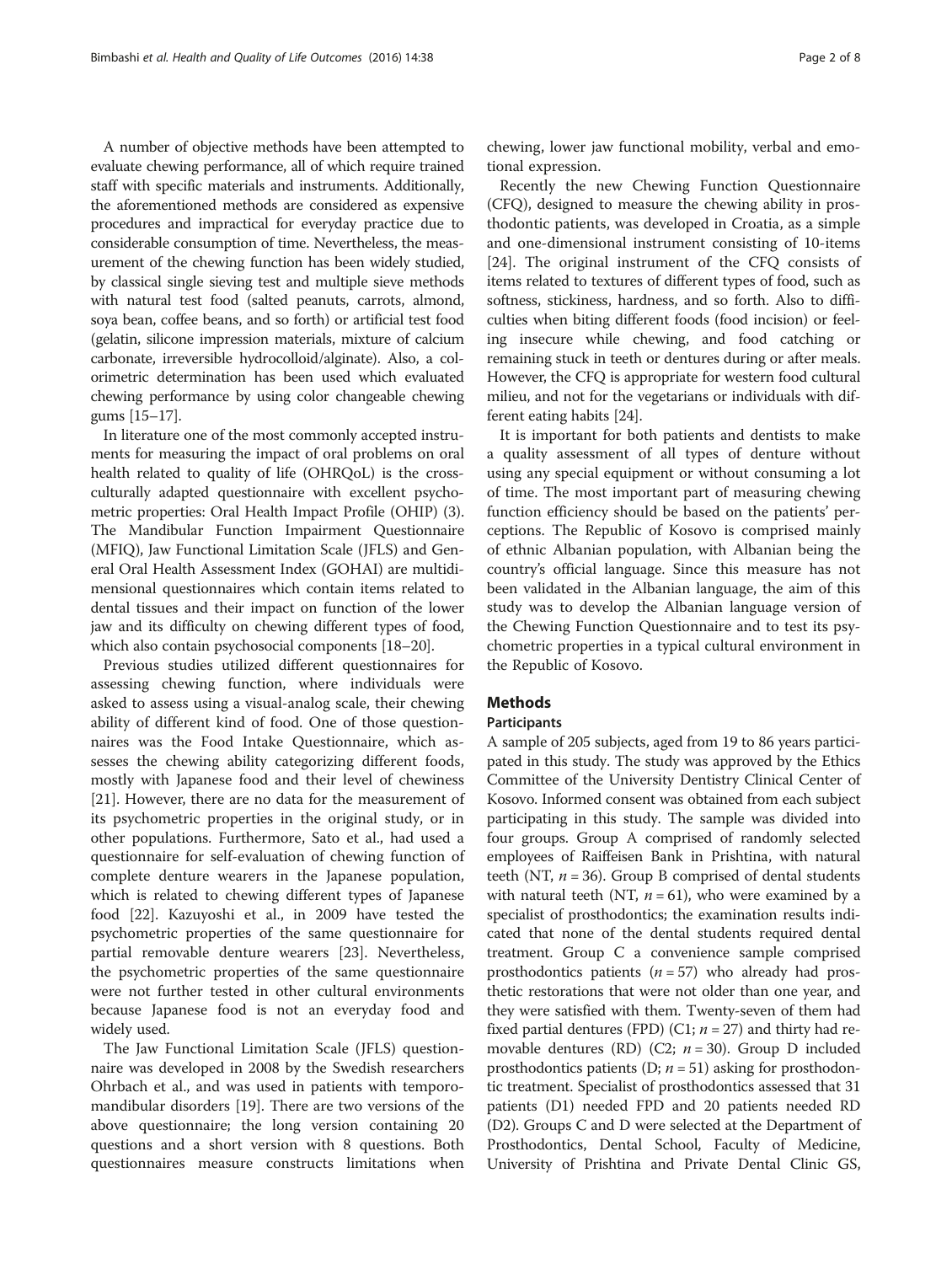A number of objective methods have been attempted to evaluate chewing performance, all of which require trained staff with specific materials and instruments. Additionally, the aforementioned methods are considered as expensive procedures and impractical for everyday practice due to considerable consumption of time. Nevertheless, the measurement of the chewing function has been widely studied, by classical single sieving test and multiple sieve methods with natural test food (salted peanuts, carrots, almond, soya bean, coffee beans, and so forth) or artificial test food (gelatin, silicone impression materials, mixture of calcium carbonate, irreversible hydrocolloid/alginate). Also, a colorimetric determination has been used which evaluated chewing performance by using color changeable chewing gums [15–17].

In literature one of the most commonly accepted instruments for measuring the impact of oral problems on oral health related to quality of life (OHRQoL) is the cross-culturally adapted questionnaire with excellent psychometric properties: Oral Health Impact Profile (OHIP) (3). The Mandibular Function Impairment Questionnaire (MFIQ), Jaw Functional Limitation Scale (JFLS) and General Oral Health Assessment Index (GOHAI) are multidimensional questionnaires which contain items related to dental tissues and their impact on function of the lower jaw and its difficulty on chewing different types of food, which also contain psychosocial components [18–20].

Previous studies utilized different questionnaires for assessing chewing function, where individuals were asked to assess using a visual-analog scale, their chewing ability of different kind of food. One of those questionnaires was the Food Intake Questionnaire, which assesses the chewing ability categorizing different foods, mostly with Japanese food and their level of chewiness [21]. However, there are no data for the measurement of its psychometric properties in the original study, or in other populations. Furthermore, Sato et al., had used a questionnaire for self-evaluation of chewing function of complete denture wearers in the Japanese population, which is related to chewing different types of Japanese food [22]. Kazuyoshi et al., in 2009 have tested the psychometric properties of the same questionnaire for partial removable denture wearers [23]. Nevertheless, the psychometric properties of the same questionnaire were not further tested in other cultural environments because Japanese food is not an everyday food and widely used.

The Jaw Functional Limitation Scale (JFLS) questionnaire was developed in 2008 by the Swedish researchers Ohrbach et al., and was used in patients with temporomandibular disorders [19]. There are two versions of the above questionnaire; the long version containing 20 questions and a short version with 8 questions. Both questionnaires measure constructs limitations when chewing, lower jaw functional mobility, verbal and emotional expression.

Recently the new Chewing Function Questionnaire (CFQ), designed to measure the chewing ability in prosthodontic patients, was developed in Croatia, as a simple and one-dimensional instrument consisting of 10-items [24]. The original instrument of the CFQ consists of items related to textures of different types of food, such as softness, stickiness, hardness, and so forth. Also to difficulties when biting different foods (food incision) or feeling insecure while chewing, and food catching or remaining stuck in teeth or dentures during or after meals. However, the CFQ is appropriate for western food cultural milieu, and not for the vegetarians or individuals with different eating habits [24].

It is important for both patients and dentists to make a quality assessment of all types of denture without using any special equipment or without consuming a lot of time. The most important part of measuring chewing function efficiency should be based on the patients' perceptions. The Republic of Kosovo is comprised mainly of ethnic Albanian population, with Albanian being the country's official language. Since this measure has not been validated in the Albanian language, the aim of this study was to develop the Albanian language version of the Chewing Function Questionnaire and to test its psychometric properties in a typical cultural environment in the Republic of Kosovo.

## Methods

### Participants

A sample of 205 subjects, aged from 19 to 86 years participated in this study. The study was approved by the Ethics Committee of the University Dentistry Clinical Center of Kosovo. Informed consent was obtained from each subject participating in this study. The sample was divided into four groups. Group A comprised of randomly selected employees of Raiffeisen Bank in Prishtina, with natural teeth (NT, $n = 36$). Group B comprised of dental students with natural teeth (NT, $n = 61$), who were examined by a specialist of prosthodontics; the examination results indicated that none of the dental students required dental treatment. Group C a convenience sample comprised prosthodontics patients ($n = 57$) who already had prosthetic restorations that were not older than one year, and they were satisfied with them. Twenty-seven of them had fixed partial dentures (FPD) (C1; $n = 27$) and thirty had removable dentures (RD) (C2; $n = 30$). Group D included prosthodontics patients (D; $n = 51$) asking for prosthodontic treatment. Specialist of prosthodontics assessed that 31 patients (D1) needed FPD and 20 patients needed RD (D2). Groups C and D were selected at the Department of Prosthodontics, Dental School, Faculty of Medicine, University of Prishtina and Private Dental Clinic GS,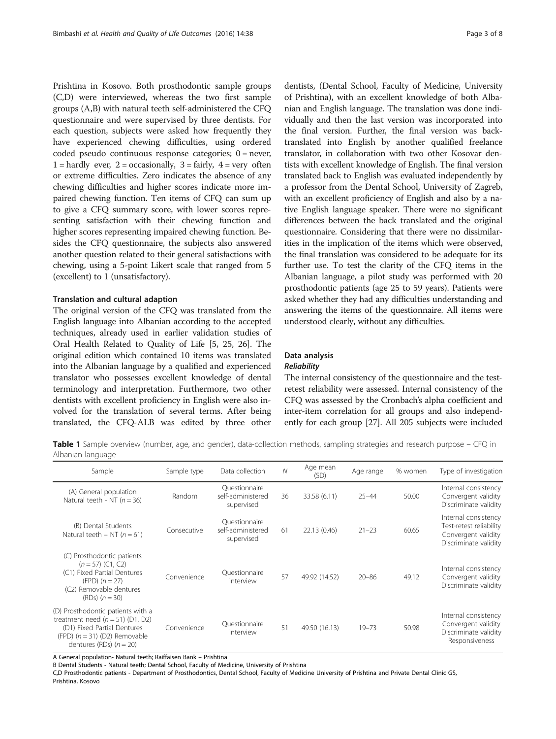Prishtina in Kosovo. Both prosthodontic sample groups (C,D) were interviewed, whereas the two first sample groups (A,B) with natural teeth self-administered the CFQ questionnaire and were supervised by three dentists. For each question, subjects were asked how frequently they have experienced chewing difficulties, using ordered coded pseudo continuous response categories; 0 = never, 1 = hardly ever, 2 = occasionally, 3 = fairly, 4 = very often or extreme difficulties. Zero indicates the absence of any chewing difficulties and higher scores indicate more impaired chewing function. Ten items of CFQ can sum up to give a CFQ summary score, with lower scores representing satisfaction with their chewing function and higher scores representing impaired chewing function. Besides the CFQ questionnaire, the subjects also answered another question related to their general satisfactions with chewing, using a 5-point Likert scale that ranged from 5 (excellent) to 1 (unsatisfactory).

### Translation and cultural adaption

The original version of the CFQ was translated from the English language into Albanian according to the accepted techniques, already used in earlier validation studies of Oral Health Related to Quality of Life [5, 25, 26]. The original edition which contained 10 items was translated into the Albanian language by a qualified and experienced translator who possesses excellent knowledge of dental terminology and interpretation. Furthermore, two other dentists with excellent proficiency in English were also involved for the translation of several terms. After being translated, the CFQ-ALB was edited by three other dentists, (Dental School, Faculty of Medicine, University of Prishtina), with an excellent knowledge of both Albanian and English language. The translation was done individually and then the last version was incorporated into the final version. Further, the final version was back-translated into English by another qualified freelance translator, in collaboration with two other Kosovar dentists with excellent knowledge of English. The final version translated back to English was evaluated independently by a professor from the Dental School, University of Zagreb, with an excellent proficiency of English and also by a native English language speaker. There were no significant differences between the back translated and the original questionnaire. Considering that there were no dissimilarities in the implication of the items which were observed, the final translation was considered to be adequate for its further use. To test the clarity of the CFQ items in the Albanian language, a pilot study was performed with 20 prosthodontic patients (age 25 to 59 years). Patients were asked whether they had any difficulties understanding and answering the items of the questionnaire. All items were understood clearly, without any difficulties.

### Data analysis

#### *Reliability*

The internal consistency of the questionnaire and the test-retest reliability were assessed. Internal consistency of the CFQ was assessed by the Cronbach's alpha coefficient and inter-item correlation for all groups and also independently for each group [27]. All 205 subjects were included

**Table 1** Sample overview (number, age, and gender), data-collection methods, sampling strategies and research purpose – CFQ in Albanian language

| Sample | Sample type | Data collection | *N* | Age mean (SD) | Age range | % women | Type of investigation |
|---|---|---|---|---|---|---|---|
| (A) General population Natural teeth - NT ($n = 36$) | Random | Questionnaire self-administered supervised | 36 | 33.58 (6.11) | 25–44 | 50.00 | Internal consistency Convergent validity Discriminate validity |
| (B) Dental Students Natural teeth – NT ($n = 61$) | Consecutive | Questionnaire self-administered supervised | 61 | 22.13 (0.46) | 21–23 | 60.65 | Internal consistency Test-retest reliability Convergent validity Discriminate validity |
| (C) Prosthodontic patients ($n = 57$) (C1, C2) (C1) Fixed Partial Dentures (FPD) ($n = 27$) (C2) Removable dentures (RDs) ($n = 30$) | Convenience | Questionnaire interview | 57 | 49.92 (14.52) | 20–86 | 49.12 | Internal consistency Convergent validity Discriminate validity |
| (D) Prosthodontic patients with a treatment need ($n = 51$) (D1, D2) (D1) Fixed Partial Dentures (FPD) ($n = 31$) (D2) Removable dentures (RDs) ($n = 20$) | Convenience | Questionnaire interview | 51 | 49.50 (16.13) | 19–73 | 50.98 | Internal consistency Convergent validity Discriminate validity Responsiveness |

A General population- Natural teeth; Raiffaisen Bank – Prishtina
B Dental Students - Natural teeth; Dental School, Faculty of Medicine, University of Prishtina
C,D Prosthodontic patients - Department of Prosthodontics, Dental School, Faculty of Medicine University of Prishtina and Private Dental Clinic GS, Prishtina, Kosovo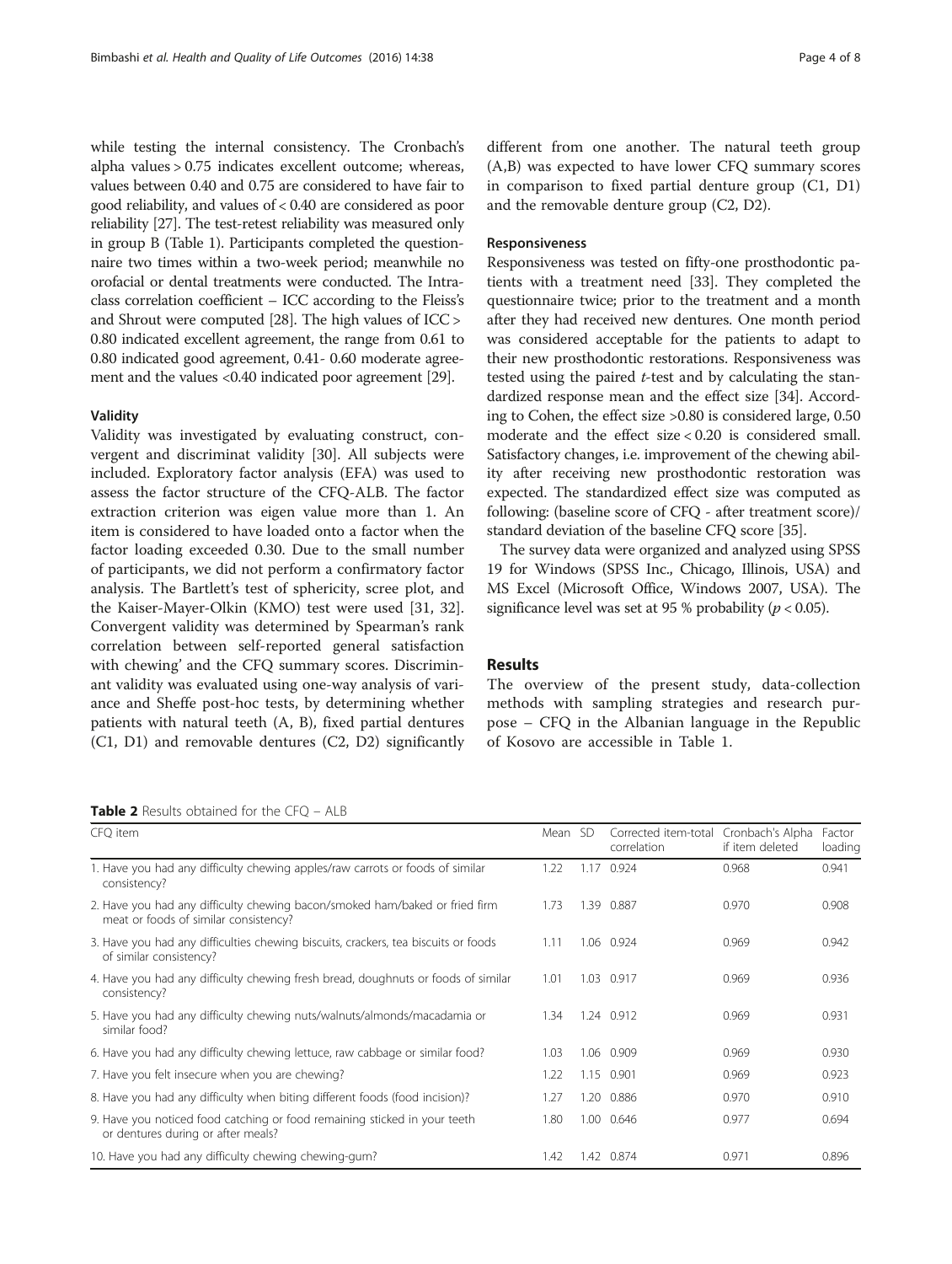while testing the internal consistency. The Cronbach's alpha values > 0.75 indicates excellent outcome; whereas, values between 0.40 and 0.75 are considered to have fair to good reliability, and values of < 0.40 are considered as poor reliability [27]. The test-retest reliability was measured only in group B (Table 1). Participants completed the questionnaire two times within a two-week period; meanwhile no orofacial or dental treatments were conducted. The Intraclass correlation coefficient – ICC according to the Fleiss's and Shrout were computed [28]. The high values of ICC > 0.80 indicated excellent agreement, the range from 0.61 to 0.80 indicated good agreement, 0.41- 0.60 moderate agreement and the values <0.40 indicated poor agreement [29].

#### Validity

Validity was investigated by evaluating construct, convergent and discriminat validity [30]. All subjects were included. Exploratory factor analysis (EFA) was used to assess the factor structure of the CFQ-ALB. The factor extraction criterion was eigen value more than 1. An item is considered to have loaded onto a factor when the factor loading exceeded 0.30. Due to the small number of participants, we did not perform a confirmatory factor analysis. The Bartlett's test of sphericity, scree plot, and the Kaiser-Mayer-Olkin (KMO) test were used [31, 32]. Convergent validity was determined by Spearman's rank correlation between self-reported general satisfaction with chewing' and the CFQ summary scores. Discriminant validity was evaluated using one-way analysis of variance and Sheffe post-hoc tests, by determining whether patients with natural teeth (A, B), fixed partial dentures (C1, D1) and removable dentures (C2, D2) significantly different from one another. The natural teeth group (A,B) was expected to have lower CFQ summary scores in comparison to fixed partial denture group (C1, D1) and the removable denture group (C2, D2).

#### Responsiveness

Responsiveness was tested on fifty-one prosthodontic patients with a treatment need [33]. They completed the questionnaire twice; prior to the treatment and a month after they had received new dentures. One month period was considered acceptable for the patients to adapt to their new prosthodontic restorations. Responsiveness was tested using the paired *t*-test and by calculating the standardized response mean and the effect size [34]. According to Cohen, the effect size >0.80 is considered large, 0.50 moderate and the effect size < 0.20 is considered small. Satisfactory changes, i.e. improvement of the chewing ability after receiving new prosthodontic restoration was expected. The standardized effect size was computed as following: (baseline score of CFQ - after treatment score)/ standard deviation of the baseline CFQ score [35].

The survey data were organized and analyzed using SPSS 19 for Windows (SPSS Inc., Chicago, Illinois, USA) and MS Excel (Microsoft Office, Windows 2007, USA). The significance level was set at 95 % probability ($p < 0.05$).

## Results

The overview of the present study, data-collection methods with sampling strategies and research purpose – CFQ in the Albanian language in the Republic of Kosovo are accessible in Table 1.

**Table 2** Results obtained for the CFQ – ALB

| CFQ item | Mean | SD | Corrected item-total correlation | Cronbach's Alpha if item deleted | Factor loading |
|---|---|---|---|---|---|
| 1. Have you had any difficulty chewing apples/raw carrots or foods of similar consistency? | 1.22 | 1.17 | 0.924 | 0.968 | 0.941 |
| 2. Have you had any difficulty chewing bacon/smoked ham/baked or fried firm meat or foods of similar consistency? | 1.73 | 1.39 | 0.887 | 0.970 | 0.908 |
| 3. Have you had any difficulties chewing biscuits, crackers, tea biscuits or foods of similar consistency? | 1.11 | 1.06 | 0.924 | 0.969 | 0.942 |
| 4. Have you had any difficulty chewing fresh bread, doughnuts or foods of similar consistency? | 1.01 | 1.03 | 0.917 | 0.969 | 0.936 |
| 5. Have you had any difficulty chewing nuts/walnuts/almonds/macadamia or similar food? | 1.34 | 1.24 | 0.912 | 0.969 | 0.931 |
| 6. Have you had any difficulty chewing lettuce, raw cabbage or similar food? | 1.03 | 1.06 | 0.909 | 0.969 | 0.930 |
| 7. Have you felt insecure when you are chewing? | 1.22 | 1.15 | 0.901 | 0.969 | 0.923 |
| 8. Have you had any difficulty when biting different foods (food incision)? | 1.27 | 1.20 | 0.886 | 0.970 | 0.910 |
| 9. Have you noticed food catching or food remaining sticked in your teeth or dentures during or after meals? | 1.80 | 1.00 | 0.646 | 0.977 | 0.694 |
| 10. Have you had any difficulty chewing chewing-gum? | 1.42 | 1.42 | 0.874 | 0.971 | 0.896 |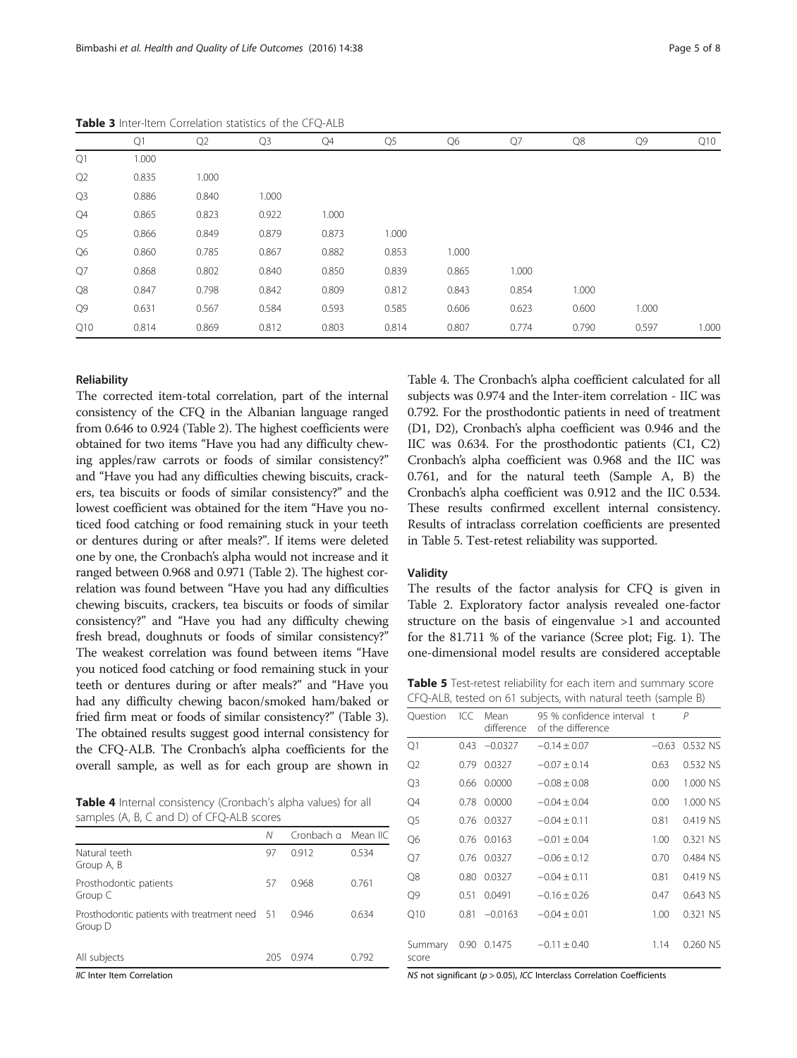**Table 3** Inter-Item Correlation statistics of the CFQ-ALB

| | Q1 | Q2 | Q3 | Q4 | Q5 | Q6 | Q7 | Q8 | Q9 | Q10 |
|---|---|---|---|---|---|---|---|---|---|---|
| Q1 | 1.000 | | | | | | | | | |
| Q2 | 0.835 | 1.000 | | | | | | | | |
| Q3 | 0.886 | 0.840 | 1.000 | | | | | | | |
| Q4 | 0.865 | 0.823 | 0.922 | 1.000 | | | | | | |
| Q5 | 0.866 | 0.849 | 0.879 | 0.873 | 1.000 | | | | | |
| Q6 | 0.860 | 0.785 | 0.867 | 0.882 | 0.853 | 1.000 | | | | |
| Q7 | 0.868 | 0.802 | 0.840 | 0.850 | 0.839 | 0.865 | 1.000 | | | |
| Q8 | 0.847 | 0.798 | 0.842 | 0.809 | 0.812 | 0.843 | 0.854 | 1.000 | | |
| Q9 | 0.631 | 0.567 | 0.584 | 0.593 | 0.585 | 0.606 | 0.623 | 0.600 | 1.000 | |
| Q10 | 0.814 | 0.869 | 0.812 | 0.803 | 0.814 | 0.807 | 0.774 | 0.790 | 0.597 | 1.000 |

### Reliability

The corrected item-total correlation, part of the internal consistency of the CFQ in the Albanian language ranged from 0.646 to 0.924 (Table 2). The highest coefficients were obtained for two items "Have you had any difficulty chewing apples/raw carrots or foods of similar consistency?" and "Have you had any difficulties chewing biscuits, crackers, tea biscuits or foods of similar consistency?" and the lowest coefficient was obtained for the item "Have you noticed food catching or food remaining stuck in your teeth or dentures during or after meals?". If items were deleted one by one, the Cronbach's alpha would not increase and it ranged between 0.968 and 0.971 (Table 2). The highest correlation was found between "Have you had any difficulties chewing biscuits, crackers, tea biscuits or foods of similar consistency?" and "Have you had any difficulty chewing fresh bread, doughnuts or foods of similar consistency?" The weakest correlation was found between items "Have you noticed food catching or food remaining stuck in your teeth or dentures during or after meals?" and "Have you had any difficulty chewing bacon/smoked ham/baked or fried firm meat or foods of similar consistency?" (Table 3). The obtained results suggest good internal consistency for the CFQ-ALB. The Cronbach's alpha coefficients for the overall sample, as well as for each group are shown in Table 4. The Cronbach's alpha coefficient calculated for all subjects was 0.974 and the Inter-item correlation - IIC was 0.792. For the prosthodontic patients in need of treatment (D1, D2), Cronbach's alpha coefficient was 0.946 and the IIC was 0.634. For the prosthodontic patients (C1, C2) Cronbach's alpha coefficient was 0.968 and the IIC was 0.761, and for the natural teeth (Sample A, B) the Cronbach's alpha coefficient was 0.912 and the IIC 0.534. These results confirmed excellent internal consistency. Results of intraclass correlation coefficients are presented in Table 5. Test-retest reliability was supported.

**Table 4** Internal consistency (Cronbach's alpha values) for all samples (A, B, C and D) of CFQ-ALB scores

| | N | Cronbach α | Mean IIC |
|---|---|---|---|
| Natural teeth Group A, B | 97 | 0.912 | 0.534 |
| Prosthodontic patients Group C | 57 | 0.968 | 0.761 |
| Prosthodontic patients with treatment need Group D | 51 | 0.946 | 0.634 |
| All subjects | 205 | 0.974 | 0.792 |

*IIC* Inter Item Correlation

### Validity

The results of the factor analysis for CFQ is given in Table 2. Exploratory factor analysis revealed one-factor structure on the basis of eingenvalue >1 and accounted for the 81.711 % of the variance (Scree plot; Fig. 1). The one-dimensional model results are considered acceptable

**Table 5** Test-retest reliability for each item and summary score CFQ-ALB, tested on 61 subjects, with natural teeth (sample B)

| Question | ICC | Mean difference | 95 % confidence interval of the difference | t | P |
|---|---|---|---|---|---|
| Q1 | 0.43 | −0.0327 | −0.14 ± 0.07 | −0.63 | 0.532 NS |
| Q2 | 0.79 | 0.0327 | −0.07 ± 0.14 | 0.63 | 0.532 NS |
| Q3 | 0.66 | 0.0000 | −0.08 ± 0.08 | 0.00 | 1.000 NS |
| Q4 | 0.78 | 0.0000 | −0.04 ± 0.04 | 0.00 | 1.000 NS |
| Q5 | 0.76 | 0.0327 | −0.04 ± 0.11 | 0.81 | 0.419 NS |
| Q6 | 0.76 | 0.0163 | −0.01 ± 0.04 | 1.00 | 0.321 NS |
| Q7 | 0.76 | 0.0327 | −0.06 ± 0.12 | 0.70 | 0.484 NS |
| Q8 | 0.80 | 0.0327 | −0.04 ± 0.11 | 0.81 | 0.419 NS |
| Q9 | 0.51 | 0.0491 | −0.16 ± 0.26 | 0.47 | 0.643 NS |
| Q10 | 0.81 | −0.0163 | −0.04 ± 0.01 | 1.00 | 0.321 NS |
| Summary score | 0.90 | 0.1475 | −0.11 ± 0.40 | 1.14 | 0.260 NS |

*NS* not significant ($p > 0.05$), *ICC* Interclass Correlation Coefficients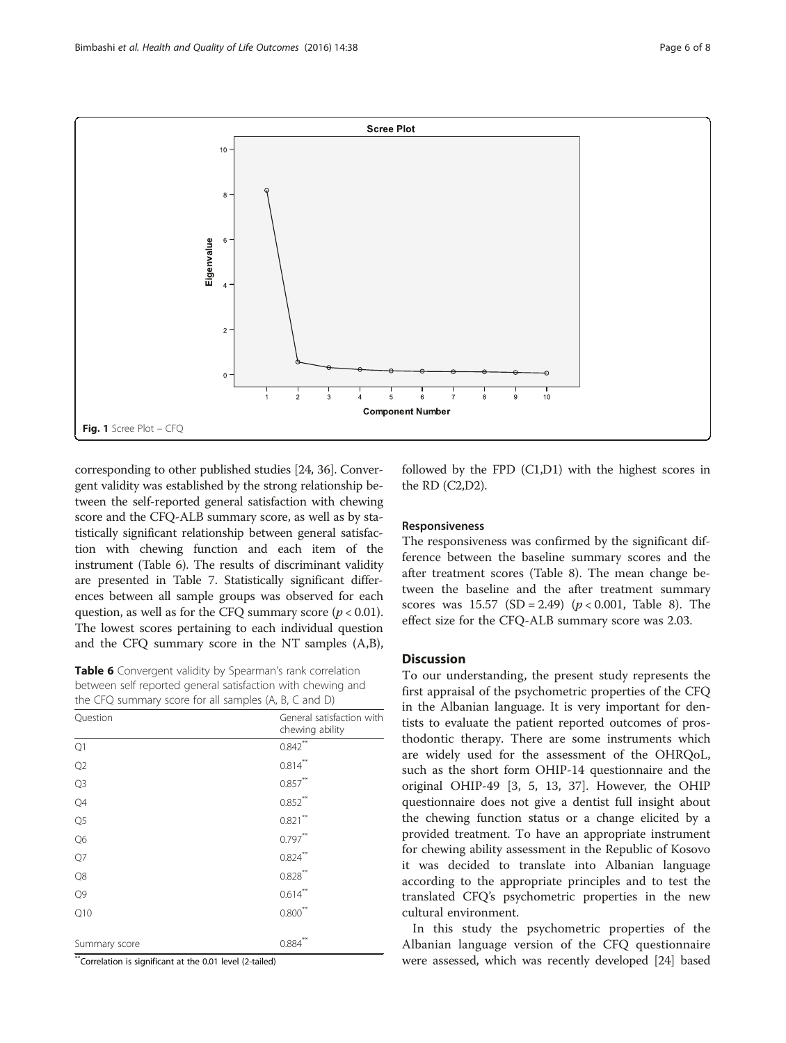Fig. 1 Scree Plot – CFQ

corresponding to other published studies [24, 36]. Convergent validity was established by the strong relationship between the self-reported general satisfaction with chewing score and the CFQ-ALB summary score, as well as by statistically significant relationship between general satisfaction with chewing function and each item of the instrument (Table 6). The results of discriminant validity are presented in Table 7. Statistically significant differences between all sample groups was observed for each question, as well as for the CFQ summary score ($p < 0.01$). The lowest scores pertaining to each individual question and the CFQ summary score in the NT samples (A,B), followed by the FPD (C1,D1) with the highest scores in the RD (C2,D2).

**Table 6** Convergent validity by Spearman's rank correlation between self reported general satisfaction with chewing and the CFQ summary score for all samples (A, B, C and D)

| Question | General satisfaction with chewing ability |
|---|---|
| Q1 | 0.842** |
| Q2 | 0.814** |
| Q3 | 0.857** |
| Q4 | 0.852** |
| Q5 | 0.821** |
| Q6 | 0.797** |
| Q7 | 0.824** |
| Q8 | 0.828** |
| Q9 | 0.614** |
| Q10 | 0.800** |
| Summary score | 0.884** |

**Correlation is significant at the 0.01 level (2-tailed)

### Responsiveness

The responsiveness was confirmed by the significant difference between the baseline summary scores and the after treatment scores (Table 8). The mean change between the baseline and the after treatment summary scores was 15.57 (SD = 2.49) ($p < 0.001$, Table 8). The effect size for the CFQ-ALB summary score was 2.03.

## Discussion

To our understanding, the present study represents the first appraisal of the psychometric properties of the CFQ in the Albanian language. It is very important for dentists to evaluate the patient reported outcomes of prosthodontic therapy. There are some instruments which are widely used for the assessment of the OHRQoL, such as the short form OHIP-14 questionnaire and the original OHIP-49 [3, 5, 13, 37]. However, the OHIP questionnaire does not give a dentist full insight about the chewing function status or a change elicited by a provided treatment. To have an appropriate instrument for chewing ability assessment in the Republic of Kosovo it was decided to translate into Albanian language according to the appropriate principles and to test the translated CFQ's psychometric properties in the new cultural environment.

In this study the psychometric properties of the Albanian language version of the CFQ questionnaire were assessed, which was recently developed [24] based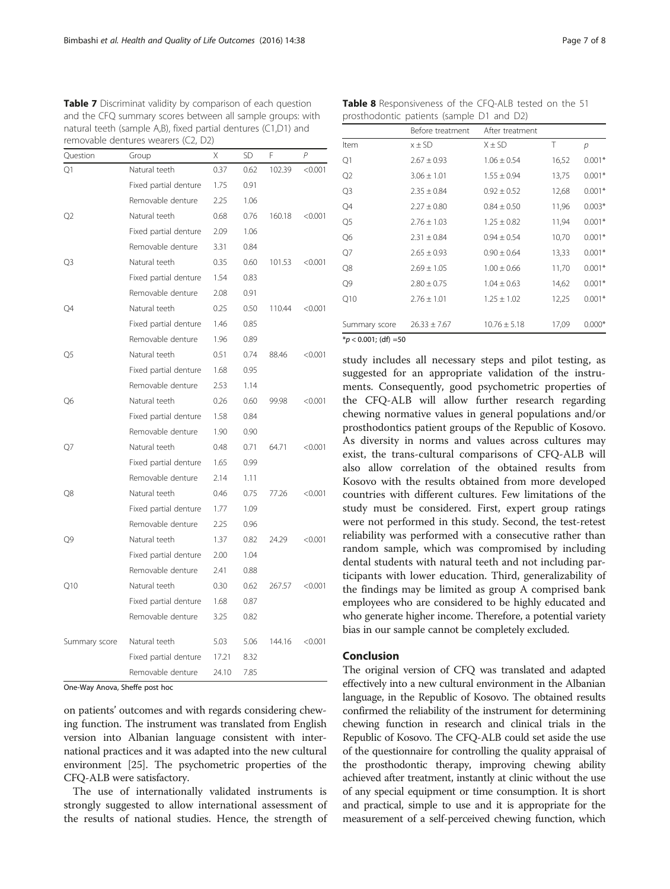**Table 7** Discriminat validity by comparison of each question and the CFQ summary scores between all sample groups: with natural teeth (sample A,B), fixed partial dentures (C1,D1) and removable dentures wearers (C2, D2)

| Question | Group | X | SD | F | P |
|---|---|---|---|---|---|
| Q1 | Natural teeth | 0.37 | 0.62 | 102.39 | <0.001 |
| | Fixed partial denture | 1.75 | 0.91 | | |
| | Removable denture | 2.25 | 1.06 | | |
| Q2 | Natural teeth | 0.68 | 0.76 | 160.18 | <0.001 |
| | Fixed partial denture | 2.09 | 1.06 | | |
| | Removable denture | 3.31 | 0.84 | | |
| Q3 | Natural teeth | 0.35 | 0.60 | 101.53 | <0.001 |
| | Fixed partial denture | 1.54 | 0.83 | | |
| | Removable denture | 2.08 | 0.91 | | |
| Q4 | Natural teeth | 0.25 | 0.50 | 110.44 | <0.001 |
| | Fixed partial denture | 1.46 | 0.85 | | |
| | Removable denture | 1.96 | 0.89 | | |
| Q5 | Natural teeth | 0.51 | 0.74 | 88.46 | <0.001 |
| | Fixed partial denture | 1.68 | 0.95 | | |
| | Removable denture | 2.53 | 1.14 | | |
| Q6 | Natural teeth | 0.26 | 0.60 | 99.98 | <0.001 |
| | Fixed partial denture | 1.58 | 0.84 | | |
| | Removable denture | 1.90 | 0.90 | | |
| Q7 | Natural teeth | 0.48 | 0.71 | 64.71 | <0.001 |
| | Fixed partial denture | 1.65 | 0.99 | | |
| | Removable denture | 2.14 | 1.11 | | |
| Q8 | Natural teeth | 0.46 | 0.75 | 77.26 | <0.001 |
| | Fixed partial denture | 1.77 | 1.09 | | |
| | Removable denture | 2.25 | 0.96 | | |
| Q9 | Natural teeth | 1.37 | 0.82 | 24.29 | <0.001 |
| | Fixed partial denture | 2.00 | 1.04 | | |
| | Removable denture | 2.41 | 0.88 | | |
| Q10 | Natural teeth | 0.30 | 0.62 | 267.57 | <0.001 |
| | Fixed partial denture | 1.68 | 0.87 | | |
| | Removable denture | 3.25 | 0.82 | | |
| Summary score | Natural teeth | 5.03 | 5.06 | 144.16 | <0.001 |
| | Fixed partial denture | 17.21 | 8.32 | | |
| | Removable denture | 24.10 | 7.85 | | |

One-Way Anova, Sheffe post hoc

on patients' outcomes and with regards considering chewing function. The instrument was translated from English version into Albanian language consistent with international practices and it was adapted into the new cultural environment [25]. The psychometric properties of the CFQ-ALB were satisfactory.

The use of internationally validated instruments is strongly suggested to allow international assessment of the results of national studies. Hence, the strength of study includes all necessary steps and pilot testing, as suggested for an appropriate validation of the instruments. Consequently, good psychometric properties of the CFQ-ALB will allow further research regarding chewing normative values in general populations and/or prosthodontics patient groups of the Republic of Kosovo. As diversity in norms and values across cultures may exist, the trans-cultural comparisons of CFQ-ALB will also allow correlation of the obtained results from Kosovo with the results obtained from more developed countries with different cultures. Few limitations of the study must be considered. First, expert group ratings were not performed in this study. Second, the test-retest reliability was performed with a consecutive rather than random sample, which was compromised by including dental students with natural teeth and not including participants with lower education. Third, generalizability of the findings may be limited as group A comprised bank employees who are considered to be highly educated and who generate higher income. Therefore, a potential variety bias in our sample cannot be completely excluded.

**Table 8** Responsiveness of the CFQ-ALB tested on the 51 prosthodontic patients (sample D1 and D2)

| | Before treatment | After treatment | | |
|---|---|---|---|---|
| Item | x ± SD | X ± SD | T | *p* |
| Q1 | 2.67 ± 0.93 | 1.06 ± 0.54 | 16,52 | 0.001* |
| Q2 | 3.06 ± 1.01 | 1.55 ± 0.94 | 13,75 | 0.001* |
| Q3 | 2.35 ± 0.84 | 0.92 ± 0.52 | 12,68 | 0.001* |
| Q4 | 2.27 ± 0.80 | 0.84 ± 0.50 | 11,96 | 0.003* |
| Q5 | 2.76 ± 1.03 | 1.25 ± 0.82 | 11,94 | 0.001* |
| Q6 | 2.31 ± 0.84 | 0.94 ± 0.54 | 10,70 | 0.001* |
| Q7 | 2.65 ± 0.93 | 0.90 ± 0.64 | 13,33 | 0.001* |
| Q8 | 2.69 ± 1.05 | 1.00 ± 0.66 | 11,70 | 0.001* |
| Q9 | 2.80 ± 0.75 | 1.04 ± 0.63 | 14,62 | 0.001* |
| Q10 | 2.76 ± 1.01 | 1.25 ± 1.02 | 12,25 | 0.001* |
| Summary score | 26.33 ± 7.67 | 10.76 ± 5.18 | 17,09 | 0.000* |

*$p < 0.001$; (df) =50

## Conclusion

The original version of CFQ was translated and adapted effectively into a new cultural environment in the Albanian language, in the Republic of Kosovo. The obtained results confirmed the reliability of the instrument for determining chewing function in research and clinical trials in the Republic of Kosovo. The CFQ-ALB could set aside the use of the questionnaire for controlling the quality appraisal of the prosthodontic therapy, improving chewing ability achieved after treatment, instantly at clinic without the use of any special equipment or time consumption. It is short and practical, simple to use and it is appropriate for the measurement of a self-perceived chewing function, which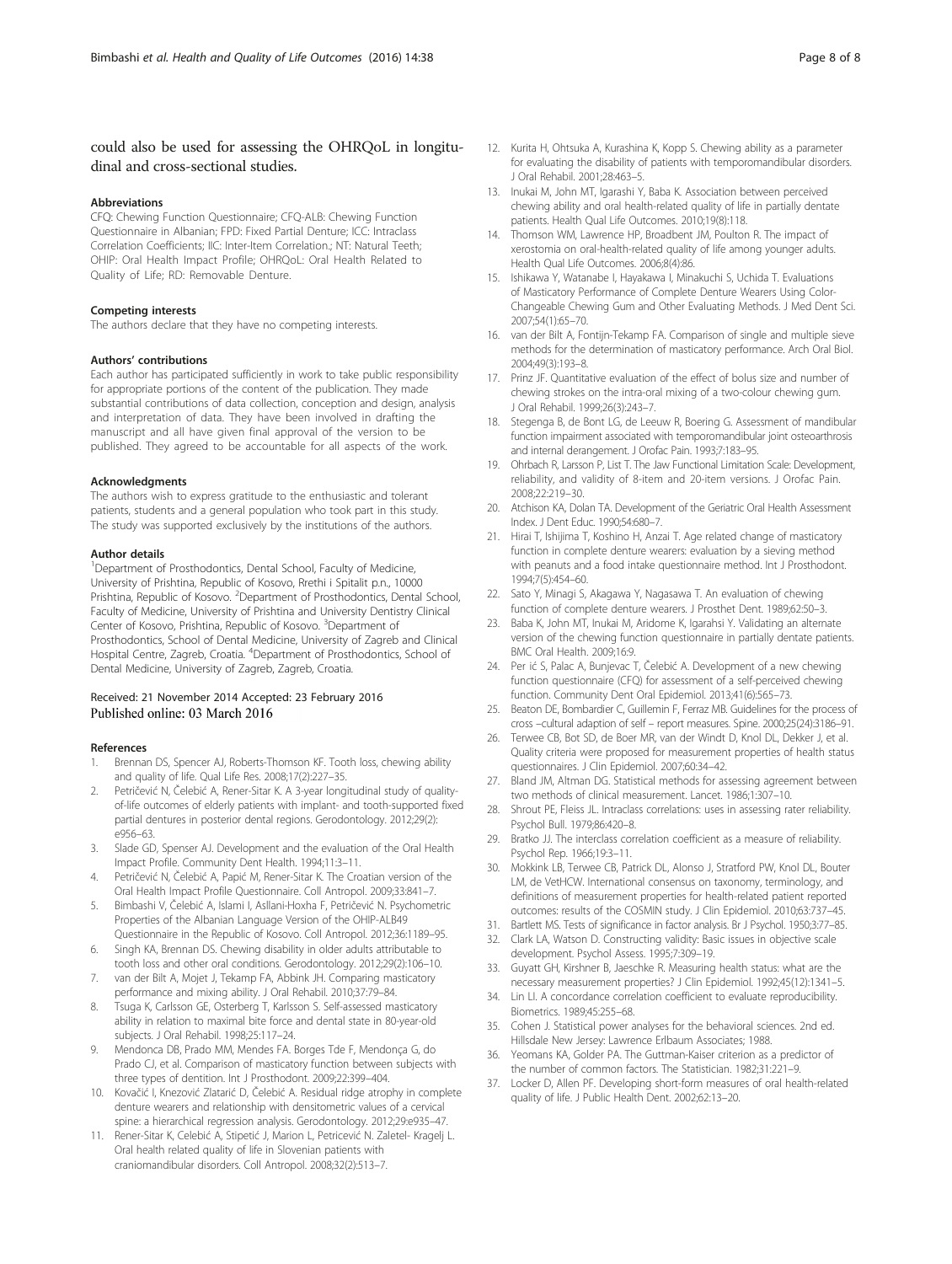could also be used for assessing the OHRQoL in longitudinal and cross-sectional studies.

### Abbreviations

CFQ: Chewing Function Questionnaire; CFQ-ALB: Chewing Function Questionnaire in Albanian; FPD: Fixed Partial Denture; ICC: Intraclass Correlation Coefficients; IIC: Inter-Item Correlation.; NT: Natural Teeth; OHIP: Oral Health Impact Profile; OHRQoL: Oral Health Related to Quality of Life; RD: Removable Denture.

### Competing interests

The authors declare that they have no competing interests.

### Authors' contributions

Each author has participated sufficiently in work to take public responsibility for appropriate portions of the content of the publication. They made substantial contributions of data collection, conception and design, analysis and interpretation of data. They have been involved in drafting the manuscript and all have given final approval of the version to be published. They agreed to be accountable for all aspects of the work.

### Acknowledgments

The authors wish to express gratitude to the enthusiastic and tolerant patients, students and a general population who took part in this study. The study was supported exclusively by the institutions of the authors.

### Author details

[1]Department of Prosthodontics, Dental School, Faculty of Medicine, University of Prishtina, Republic of Kosovo, Rrethi i Spitalit p.n., 10000 Prishtina, Republic of Kosovo. [2]Department of Prosthodontics, Dental School, Faculty of Medicine, University of Prishtina and University Dentistry Clinical Center of Kosovo, Prishtina, Republic of Kosovo. [3]Department of Prosthodontics, School of Dental Medicine, University of Zagreb and Clinical Hospital Centre, Zagreb, Croatia. [4]Department of Prosthodontics, School of Dental Medicine, University of Zagreb, Zagreb, Croatia.

Received: 21 November 2014 Accepted: 23 February 2016
Published online: 03 March 2016

### References

1. Brennan DS, Spencer AJ, Roberts-Thomson KF. Tooth loss, chewing ability and quality of life. Qual Life Res. 2008;17(2):227–35.
2. Petričević N, Čelebić A, Rener-Sitar K. A 3-year longitudinal study of quality-of-life outcomes of elderly patients with implant- and tooth-supported fixed partial dentures in posterior dental regions. Gerodontology. 2012;29(2): e956–63.
3. Slade GD, Spenser AJ. Development and the evaluation of the Oral Health Impact Profile. Community Dent Health. 1994;11:3–11.
4. Petričević N, Čelebić A, Papić M, Rener-Sitar K. The Croatian version of the Oral Health Impact Profile Questionnaire. Coll Antropol. 2009;33:841–7.
5. Bimbashi V, Čelebić A, Islami I, Asllani-Hoxha F, Petričević N. Psychometric Properties of the Albanian Language Version of the OHIP-ALB49 Questionnaire in the Republic of Kosovo. Coll Antropol. 2012;36:1189–95.
6. Singh KA, Brennan DS. Chewing disability in older adults attributable to tooth loss and other oral conditions. Gerodontology. 2012;29(2):106–10.
7. van der Bilt A, Mojet J, Tekamp FA, Abbink JH. Comparing masticatory performance and mixing ability. J Oral Rehabil. 2010;37:79–84.
8. Tsuga K, Carlsson GE, Osterberg T, Karlsson S. Self-assessed masticatory ability in relation to maximal bite force and dental state in 80-year-old subjects. J Oral Rehabil. 1998;25:117–24.
9. Mendonca DB, Prado MM, Mendes FA. Borges Tde F, Mendonça G, do Prado CJ, et al. Comparison of masticatory function between subjects with three types of dentition. Int J Prosthodont. 2009;22:399–404.
10. Kovačić I, Knezović Zlatarić D, Čelebić A. Residual ridge atrophy in complete denture wearers and relationship with densitometric values of a cervical spine: a hierarchical regression analysis. Gerodontology. 2012;29:e935–47.
11. Rener-Sitar K, Celebić A, Stipetić J, Marion L, Petricević N. Zaletel- Kragelj L. Oral health related quality of life in Slovenian patients with craniomandibular disorders. Coll Antropol. 2008;32(2):513–7.
12. Kurita H, Ohtsuka A, Kurashina K, Kopp S. Chewing ability as a parameter for evaluating the disability of patients with temporomandibular disorders. J Oral Rehabil. 2001;28:463–5.
13. Inukai M, John MT, Igarashi Y, Baba K. Association between perceived chewing ability and oral health-related quality of life in partially dentate patients. Health Qual Life Outcomes. 2010;19(8):118.
14. Thomson WM, Lawrence HP, Broadbent JM, Poulton R. The impact of xerostomia on oral-health-related quality of life among younger adults. Health Qual Life Outcomes. 2006;8(4):86.
15. Ishikawa Y, Watanabe I, Hayakawa I, Minakuchi S, Uchida T. Evaluations of Masticatory Performance of Complete Denture Wearers Using Color-Changeable Chewing Gum and Other Evaluating Methods. J Med Dent Sci. 2007;54(1):65–70.
16. van der Bilt A, Fontijn-Tekamp FA. Comparison of single and multiple sieve methods for the determination of masticatory performance. Arch Oral Biol. 2004;49(3):193–8.
17. Prinz JF. Quantitative evaluation of the effect of bolus size and number of chewing strokes on the intra-oral mixing of a two-colour chewing gum. J Oral Rehabil. 1999;26(3):243–7.
18. Stegenga B, de Bont LG, de Leeuw R, Boering G. Assessment of mandibular function impairment associated with temporomandibular joint osteoarthrosis and internal derangement. J Orofac Pain. 1993;7:183–95.
19. Ohrbach R, Larsson P, List T. The Jaw Functional Limitation Scale: Development, reliability, and validity of 8-item and 20-item versions. J Orofac Pain. 2008;22:219–30.
20. Atchison KA, Dolan TA. Development of the Geriatric Oral Health Assessment Index. J Dent Educ. 1990;54:680–7.
21. Hirai T, Ishijima T, Koshino H, Anzai T. Age related change of masticatory function in complete denture wearers: evaluation by a sieving method with peanuts and a food intake questionnaire method. Int J Prosthodont. 1994;7(5):454–60.
22. Sato Y, Minagi S, Akagawa Y, Nagasawa T. An evaluation of chewing function of complete denture wearers. J Prosthet Dent. 1989;62:50–3.
23. Baba K, John MT, Inukai M, Aridome K, Igarahsi Y. Validating an alternate version of the chewing function questionnaire in partially dentate patients. BMC Oral Health. 2009;16:9.
24. Per ić S, Palac A, Bunjevac T, Čelebić A. Development of a new chewing function questionnaire (CFQ) for assessment of a self-perceived chewing function. Community Dent Oral Epidemiol. 2013;41(6):565–73.
25. Beaton DE, Bombardier C, Guillemin F, Ferraz MB. Guidelines for the process of cross –cultural adaption of self – report measures. Spine. 2000;25(24):3186–91.
26. Terwee CB, Bot SD, de Boer MR, van der Windt D, Knol DL, Dekker J, et al. Quality criteria were proposed for measurement properties of health status questionnaires. J Clin Epidemiol. 2007;60:34–42.
27. Bland JM, Altman DG. Statistical methods for assessing agreement between two methods of clinical measurement. Lancet. 1986;1:307–10.
28. Shrout PE, Fleiss JL. Intraclass correlations: uses in assessing rater reliability. Psychol Bull. 1979;86:420–8.
29. Bratko JJ. The interclass correlation coefficient as a measure of reliability. Psychol Rep. 1966;19:3–11.
30. Mokkink LB, Terwee CB, Patrick DL, Alonso J, Stratford PW, Knol DL, Bouter LM, de VetHCW. International consensus on taxonomy, terminology, and definitions of measurement properties for health-related patient reported outcomes: results of the COSMIN study. J Clin Epidemiol. 2010;63:737–45.
31. Bartlett MS. Tests of significance in factor analysis. Br J Psychol. 1950;3:77–85.
32. Clark LA, Watson D. Constructing validity: Basic issues in objective scale development. Psychol Assess. 1995;7:309–19.
33. Guyatt GH, Kirshner B, Jaeschke R. Measuring health status: what are the necessary measurement properties? J Clin Epidemiol. 1992;45(12):1341–5.
34. Lin LI. A concordance correlation coefficient to evaluate reproducibility. Biometrics. 1989;45:255–68.
35. Cohen J. Statistical power analyses for the behavioral sciences. 2nd ed. Hillsdale New Jersey: Lawrence Erlbaum Associates; 1988.
36. Yeomans KA, Golder PA. The Guttman-Kaiser criterion as a predictor of the number of common factors. The Statistician. 1982;31:221–9.
37. Locker D, Allen PF. Developing short-form measures of oral health-related quality of life. J Public Health Dent. 2002;62:13–20.